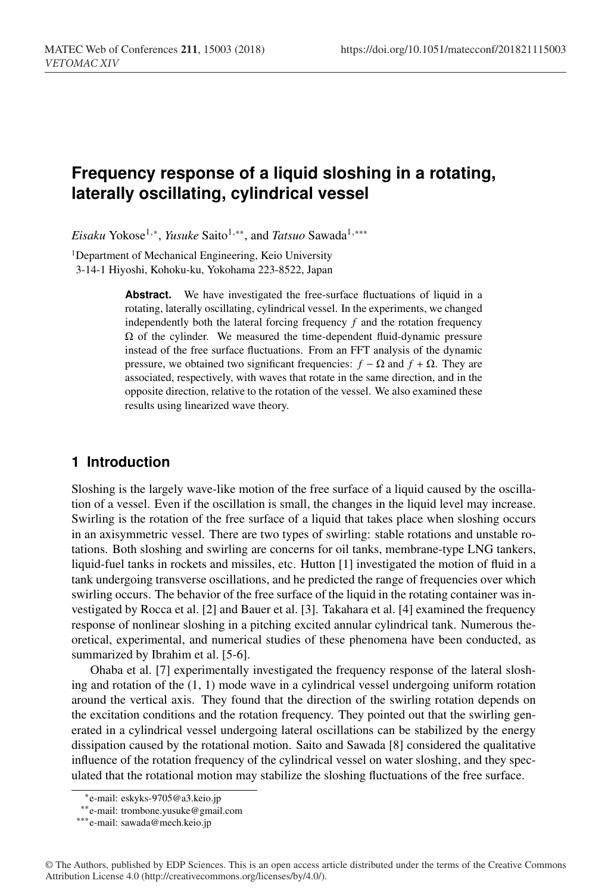# Frequency response of a liquid sloshing in a rotating, laterally oscillating, cylindrical vessel

*Eisaku* Yokose[1,*], *Yusuke* Saito[1,**], and *Tatsuo* Sawada[1,***]

[1]Department of Mechanical Engineering, Keio University
3-14-1 Hiyoshi, Kohoku-ku, Yokohama 223-8522, Japan

**Abstract.** We have investigated the free-surface fluctuations of liquid in a rotating, laterally oscillating, cylindrical vessel. In the experiments, we changed independently both the lateral forcing frequency $f$ and the rotation frequency $\Omega$ of the cylinder. We measured the time-dependent fluid-dynamic pressure instead of the free surface fluctuations. From an FFT analysis of the dynamic pressure, we obtained two significant frequencies: $f - \Omega$ and $f + \Omega$. They are associated, respectively, with waves that rotate in the same direction, and in the opposite direction, relative to the rotation of the vessel. We also examined these results using linearized wave theory.

## 1 Introduction

Sloshing is the largely wave-like motion of the free surface of a liquid caused by the oscillation of a vessel. Even if the oscillation is small, the changes in the liquid level may increase. Swirling is the rotation of the free surface of a liquid that takes place when sloshing occurs in an axisymmetric vessel. There are two types of swirling: stable rotations and unstable rotations. Both sloshing and swirling are concerns for oil tanks, membrane-type LNG tankers, liquid-fuel tanks in rockets and missiles, etc. Hutton [1] investigated the motion of fluid in a tank undergoing transverse oscillations, and he predicted the range of frequencies over which swirling occurs. The behavior of the free surface of the liquid in the rotating container was investigated by Rocca et al. [2] and Bauer et al. [3]. Takahara et al. [4] examined the frequency response of nonlinear sloshing in a pitching excited annular cylindrical tank. Numerous theoretical, experimental, and numerical studies of these phenomena have been conducted, as summarized by Ibrahim et al. [5-6].

Ohaba et al. [7] experimentally investigated the frequency response of the lateral sloshing and rotation of the (1, 1) mode wave in a cylindrical vessel undergoing uniform rotation around the vertical axis. They found that the direction of the swirling rotation depends on the excitation conditions and the rotation frequency. They pointed out that the swirling generated in a cylindrical vessel undergoing lateral oscillations can be stabilized by the energy dissipation caused by the rotational motion. Saito and Sawada [8] considered the qualitative influence of the rotation frequency of the cylindrical vessel on water sloshing, and they speculated that the rotational motion may stabilize the sloshing fluctuations of the free surface.

[*]e-mail: eskyks-9705@a3.keio.jp
[**]e-mail: trombone.yusuke@gmail.com
[***]e-mail: sawada@mech.keio.jp

© The Authors, published by EDP Sciences. This is an open access article distributed under the terms of the Creative Commons Attribution License 4.0 (http://creativecommons.org/licenses/by/4.0/).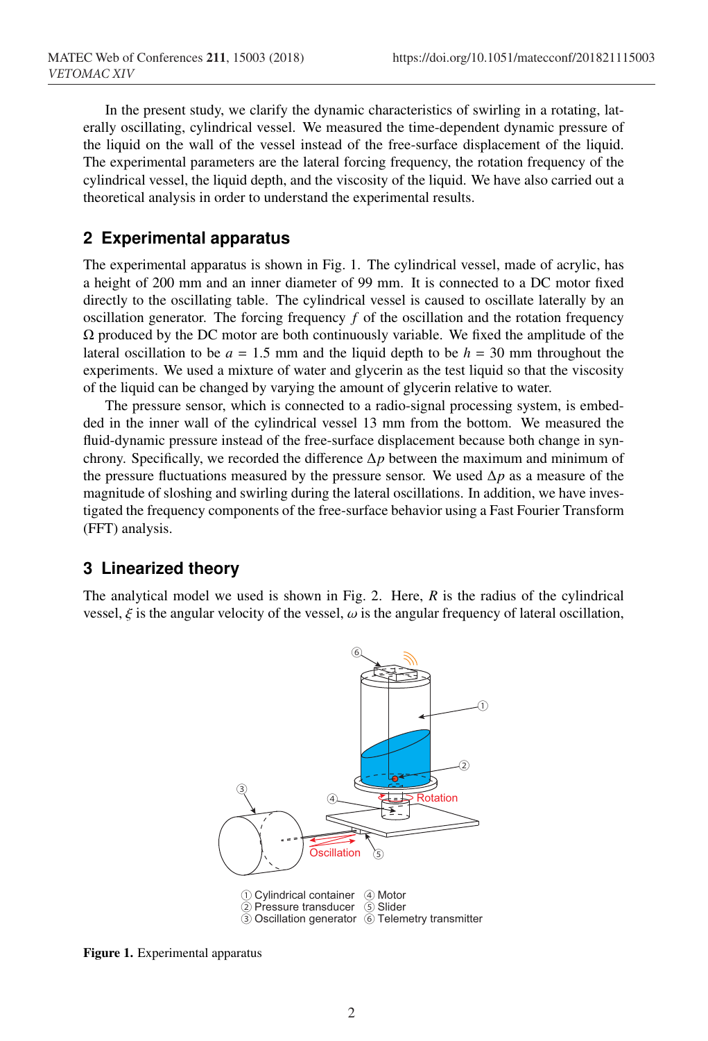In the present study, we clarify the dynamic characteristics of swirling in a rotating, laterally oscillating, cylindrical vessel. We measured the time-dependent dynamic pressure of the liquid on the wall of the vessel instead of the free-surface displacement of the liquid. The experimental parameters are the lateral forcing frequency, the rotation frequency of the cylindrical vessel, the liquid depth, and the viscosity of the liquid. We have also carried out a theoretical analysis in order to understand the experimental results.

## 2 Experimental apparatus

The experimental apparatus is shown in Fig. 1. The cylindrical vessel, made of acrylic, has a height of 200 mm and an inner diameter of 99 mm. It is connected to a DC motor fixed directly to the oscillating table. The cylindrical vessel is caused to oscillate laterally by an oscillation generator. The forcing frequency $f$ of the oscillation and the rotation frequency $\Omega$ produced by the DC motor are both continuously variable. We fixed the amplitude of the lateral oscillation to be $a = 1.5$ mm and the liquid depth to be $h = 30$ mm throughout the experiments. We used a mixture of water and glycerin as the test liquid so that the viscosity of the liquid can be changed by varying the amount of glycerin relative to water.

The pressure sensor, which is connected to a radio-signal processing system, is embedded in the inner wall of the cylindrical vessel 13 mm from the bottom. We measured the fluid-dynamic pressure instead of the free-surface displacement because both change in synchrony. Specifically, we recorded the difference $\Delta p$ between the maximum and minimum of the pressure fluctuations measured by the pressure sensor. We used $\Delta p$ as a measure of the magnitude of sloshing and swirling during the lateral oscillations. In addition, we have investigated the frequency components of the free-surface behavior using a Fast Fourier Transform (FFT) analysis.

## 3 Linearized theory

The analytical model we used is shown in Fig. 2. Here, $R$ is the radius of the cylindrical vessel, $\xi$ is the angular velocity of the vessel, $\omega$ is the angular frequency of lateral oscillation,

① Cylindrical container ② Pressure transducer ③ Oscillation generator ④ Motor ⑤ Slider ⑥ Telemetry transmitter

**Figure 1.** Experimental apparatus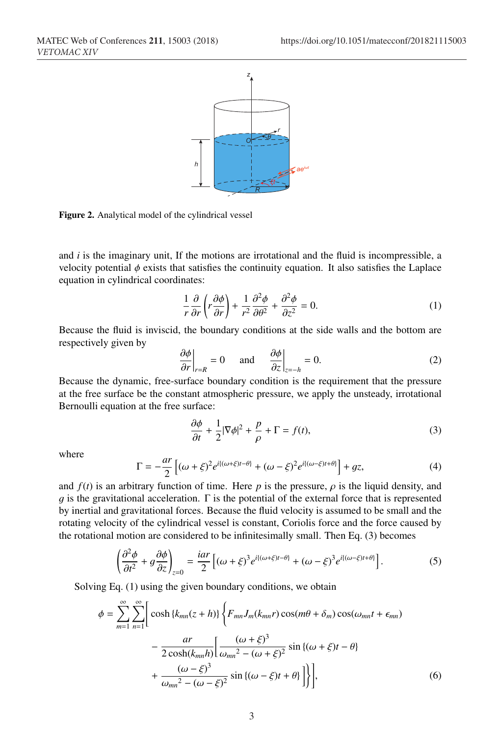**Figure 2.** Analytical model of the cylindrical vessel

and $i$ is the imaginary unit, If the motions are irrotational and the fluid is incompressible, a velocity potential $\phi$ exists that satisfies the continuity equation. It also satisfies the Laplace equation in cylindrical coordinates:

$$\frac{1}{r}\frac{\partial}{\partial r}\left(r\frac{\partial \phi}{\partial r}\right) + \frac{1}{r^2}\frac{\partial^2 \phi}{\partial \theta^2} + \frac{\partial^2 \phi}{\partial z^2} = 0. \tag{1}$$

Because the fluid is inviscid, the boundary conditions at the side walls and the bottom are respectively given by

$$\left.\frac{\partial \phi}{\partial r}\right|_{r=R} = 0 \quad \text{and} \quad \left.\frac{\partial \phi}{\partial z}\right|_{z=-h} = 0. \tag{2}$$

Because the dynamic, free-surface boundary condition is the requirement that the pressure at the free surface be the constant atmospheric pressure, we apply the unsteady, irrotational Bernoulli equation at the free surface:

$$\frac{\partial \phi}{\partial t} + \frac{1}{2}|\nabla \phi|^2 + \frac{p}{\rho} + \Gamma = f(t), \tag{3}$$

where

$$\Gamma = -\frac{ar}{2}\left[(\omega+\xi)^2 e^{i\{(\omega+\xi)t-\theta\}} + (\omega-\xi)^2 e^{i\{(\omega-\xi)t+\theta\}}\right] + gz, \tag{4}$$

and $f(t)$ is an arbitrary function of time. Here $p$ is the pressure, $\rho$ is the liquid density, and $g$ is the gravitational acceleration. $\Gamma$ is the potential of the external force that is represented by inertial and gravitational forces. Because the fluid velocity is assumed to be small and the rotating velocity of the cylindrical vessel is constant, Coriolis force and the force caused by the rotational motion are considered to be infinitesimally small. Then Eq. (3) becomes

$$\left(\frac{\partial^2 \phi}{\partial t^2} + g\frac{\partial \phi}{\partial z}\right)_{z=0} = \frac{iar}{2}\left[(\omega+\xi)^3 e^{i\{(\omega+\xi)t-\theta\}} + (\omega-\xi)^3 e^{i\{(\omega-\xi)t+\theta\}}\right]. \tag{5}$$

Solving Eq. (1) using the given boundary conditions, we obtain

$$\begin{aligned}\phi = \sum_{m=1}^{\infty}\sum_{n=1}^{\infty}\Bigg[ & \cosh\{k_{mn}(z+h)\}\Bigg\{F_{mn}J_m(k_{mn}r)\cos(m\theta+\delta_m)\cos(\omega_{mn}t+\epsilon_{mn}) \\ & - \frac{ar}{2\cosh(k_{mn}h)}\Bigg[\frac{(\omega+\xi)^3}{\omega_{mn}{}^2-(\omega+\xi)^2}\sin\{(\omega+\xi)t-\theta\} \\ & + \frac{(\omega-\xi)^3}{\omega_{mn}{}^2-(\omega-\xi)^2}\sin\{(\omega-\xi)t+\theta\}\Bigg]\Bigg\}\Bigg],\end{aligned} \tag{6}$$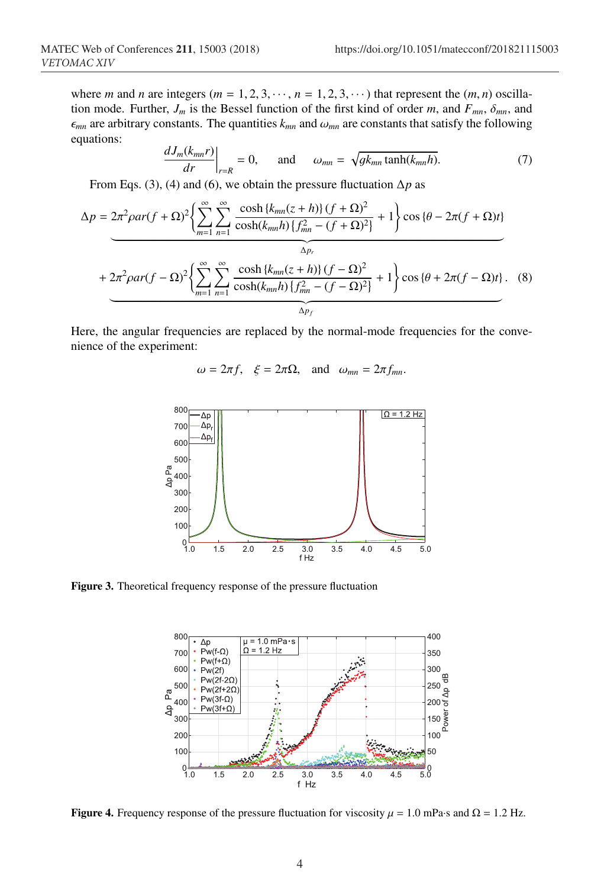where $m$ and $n$ are integers ($m = 1, 2, 3, \cdots$, $n = 1, 2, 3, \cdots$) that represent the $(m, n)$ oscillation mode. Further, $J_m$ is the Bessel function of the first kind of order $m$, and $F_{mn}$, $\delta_{mn}$, and $\epsilon_{mn}$ are arbitrary constants. The quantities $k_{mn}$ and $\omega_{mn}$ are constants that satisfy the following equations:

$$\left.\frac{dJ_m(k_{mn}r)}{dr}\right|_{r=R} = 0, \quad \text{and} \quad \omega_{mn} = \sqrt{gk_{mn}\tanh(k_{mn}h)}. \tag{7}$$

From Eqs. (3), (4) and (6), we obtain the pressure fluctuation $\Delta p$ as

$$\Delta p = \underbrace{2\pi^2 \rho a r (f+\Omega)^2 \left\{ \sum_{m=1}^{\infty} \sum_{n=1}^{\infty} \frac{\cosh\{k_{mn}(z+h)\}(f+\Omega)^2}{\cosh(k_{mn}h)\{f_{mn}^2 - (f+\Omega)^2\}} + 1 \right\} \cos\{\theta - 2\pi(f+\Omega)t\}}_{\Delta p_r}$$

$$+ \underbrace{2\pi^2 \rho a r (f-\Omega)^2 \left\{ \sum_{m=1}^{\infty} \sum_{n=1}^{\infty} \frac{\cosh\{k_{mn}(z+h)\}(f-\Omega)^2}{\cosh(k_{mn}h)\{f_{mn}^2 - (f-\Omega)^2\}} + 1 \right\} \cos\{\theta + 2\pi(f-\Omega)t\}}_{\Delta p_f}. \tag{8}$$

Here, the angular frequencies are replaced by the normal-mode frequencies for the convenience of the experiment:

$$\omega = 2\pi f, \quad \xi = 2\pi\Omega, \quad \text{and} \quad \omega_{mn} = 2\pi f_{mn}.$$

**Figure 3.** Theoretical frequency response of the pressure fluctuation

**Figure 4.** Frequency response of the pressure fluctuation for viscosity $\mu = 1.0$ mPa·s and $\Omega = 1.2$ Hz.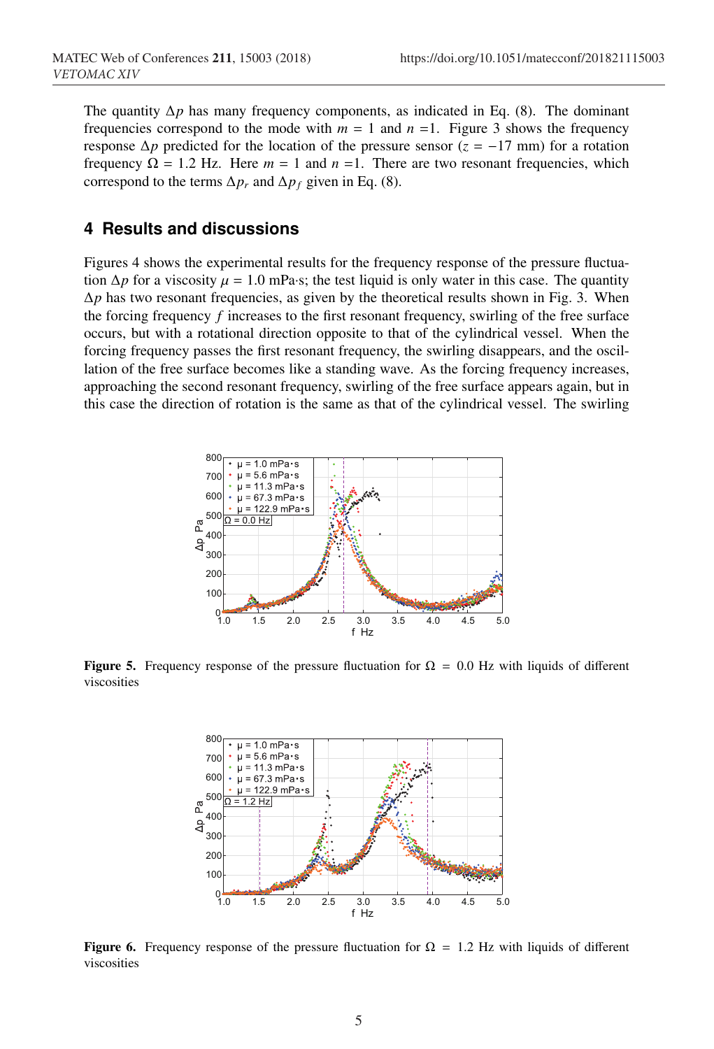The quantity $\Delta p$ has many frequency components, as indicated in Eq. (8). The dominant frequencies correspond to the mode with $m = 1$ and $n = 1$. Figure 3 shows the frequency response $\Delta p$ predicted for the location of the pressure sensor ($z = -17$ mm) for a rotation frequency $\Omega = 1.2$ Hz. Here $m = 1$ and $n = 1$. There are two resonant frequencies, which correspond to the terms $\Delta p_r$ and $\Delta p_f$ given in Eq. (8).

## 4 Results and discussions

Figures 4 shows the experimental results for the frequency response of the pressure fluctuation $\Delta p$ for a viscosity $\mu = 1.0$ mPa·s; the test liquid is only water in this case. The quantity $\Delta p$ has two resonant frequencies, as given by the theoretical results shown in Fig. 3. When the forcing frequency $f$ increases to the first resonant frequency, swirling of the free surface occurs, but with a rotational direction opposite to that of the cylindrical vessel. When the forcing frequency passes the first resonant frequency, the swirling disappears, and the oscillation of the free surface becomes like a standing wave. As the forcing frequency increases, approaching the second resonant frequency, swirling of the free surface appears again, but in this case the direction of rotation is the same as that of the cylindrical vessel. The swirling

**Figure 5.** Frequency response of the pressure fluctuation for $\Omega = 0.0$ Hz with liquids of different viscosities

**Figure 6.** Frequency response of the pressure fluctuation for $\Omega = 1.2$ Hz with liquids of different viscosities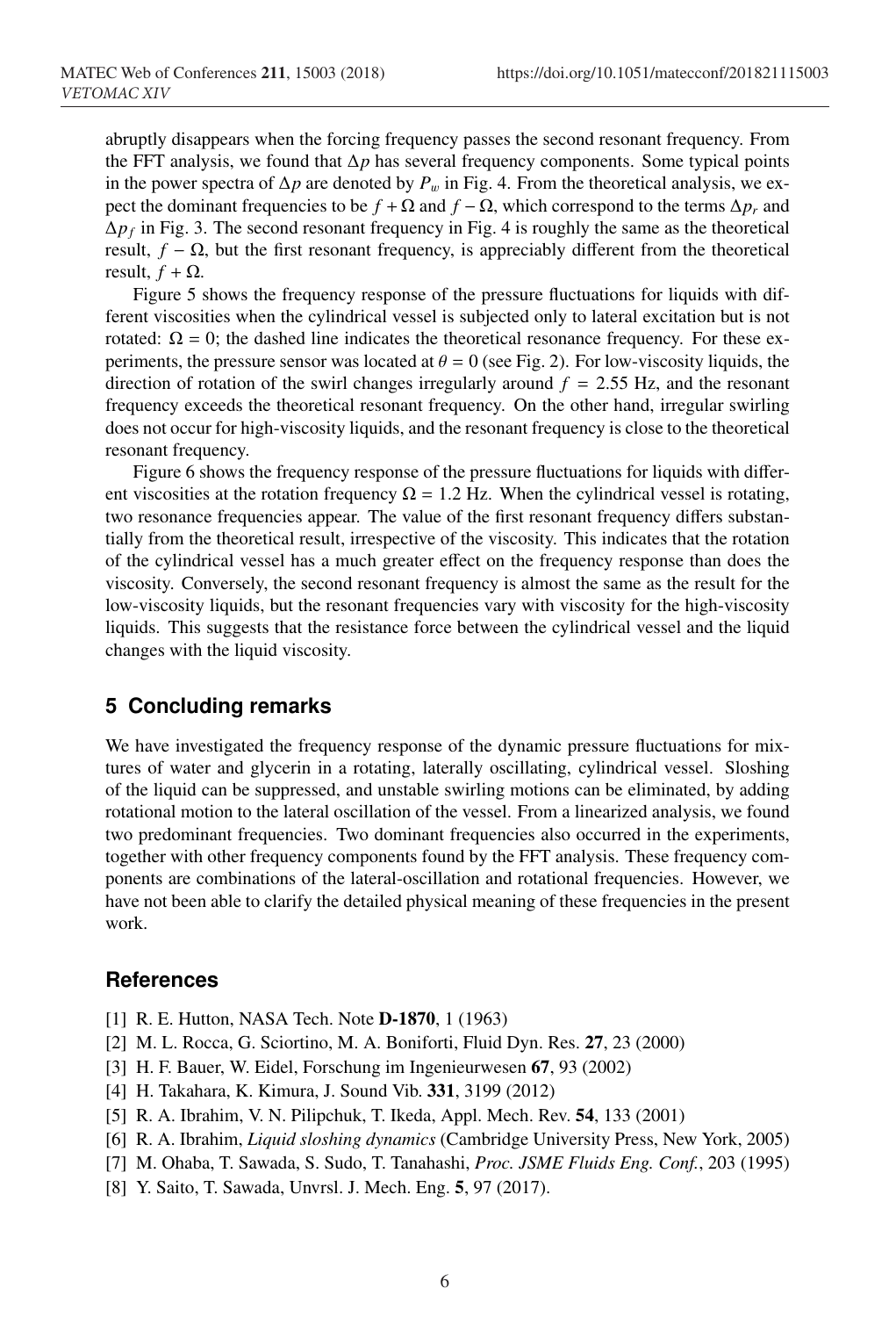abruptly disappears when the forcing frequency passes the second resonant frequency. From the FFT analysis, we found that $\Delta p$ has several frequency components. Some typical points in the power spectra of $\Delta p$ are denoted by $P_w$ in Fig. 4. From the theoretical analysis, we expect the dominant frequencies to be $f + \Omega$ and $f - \Omega$, which correspond to the terms $\Delta p_r$ and $\Delta p_f$ in Fig. 3. The second resonant frequency in Fig. 4 is roughly the same as the theoretical result, $f - \Omega$, but the first resonant frequency, is appreciably different from the theoretical result, $f + \Omega$.

Figure 5 shows the frequency response of the pressure fluctuations for liquids with different viscosities when the cylindrical vessel is subjected only to lateral excitation but is not rotated: $\Omega = 0$; the dashed line indicates the theoretical resonance frequency. For these experiments, the pressure sensor was located at $\theta = 0$ (see Fig. 2). For low-viscosity liquids, the direction of rotation of the swirl changes irregularly around $f = 2.55$ Hz, and the resonant frequency exceeds the theoretical resonant frequency. On the other hand, irregular swirling does not occur for high-viscosity liquids, and the resonant frequency is close to the theoretical resonant frequency.

Figure 6 shows the frequency response of the pressure fluctuations for liquids with different viscosities at the rotation frequency $\Omega = 1.2$ Hz. When the cylindrical vessel is rotating, two resonance frequencies appear. The value of the first resonant frequency differs substantially from the theoretical result, irrespective of the viscosity. This indicates that the rotation of the cylindrical vessel has a much greater effect on the frequency response than does the viscosity. Conversely, the second resonant frequency is almost the same as the result for the low-viscosity liquids, but the resonant frequencies vary with viscosity for the high-viscosity liquids. This suggests that the resistance force between the cylindrical vessel and the liquid changes with the liquid viscosity.

## 5 Concluding remarks

We have investigated the frequency response of the dynamic pressure fluctuations for mixtures of water and glycerin in a rotating, laterally oscillating, cylindrical vessel. Sloshing of the liquid can be suppressed, and unstable swirling motions can be eliminated, by adding rotational motion to the lateral oscillation of the vessel. From a linearized analysis, we found two predominant frequencies. Two dominant frequencies also occurred in the experiments, together with other frequency components found by the FFT analysis. These frequency components are combinations of the lateral-oscillation and rotational frequencies. However, we have not been able to clarify the detailed physical meaning of these frequencies in the present work.

## References

[1] R. E. Hutton, NASA Tech. Note **D-1870**, 1 (1963)

[2] M. L. Rocca, G. Sciortino, M. A. Boniforti, Fluid Dyn. Res. **27**, 23 (2000)

[3] H. F. Bauer, W. Eidel, Forschung im Ingenieurwesen **67**, 93 (2002)

[4] H. Takahara, K. Kimura, J. Sound Vib. **331**, 3199 (2012)

[5] R. A. Ibrahim, V. N. Pilipchuk, T. Ikeda, Appl. Mech. Rev. **54**, 133 (2001)

[6] R. A. Ibrahim, *Liquid sloshing dynamics* (Cambridge University Press, New York, 2005)

[7] M. Ohaba, T. Sawada, S. Sudo, T. Tanahashi, *Proc. JSME Fluids Eng. Conf.*, 203 (1995)

[8] Y. Saito, T. Sawada, Unvrsl. J. Mech. Eng. **5**, 97 (2017).